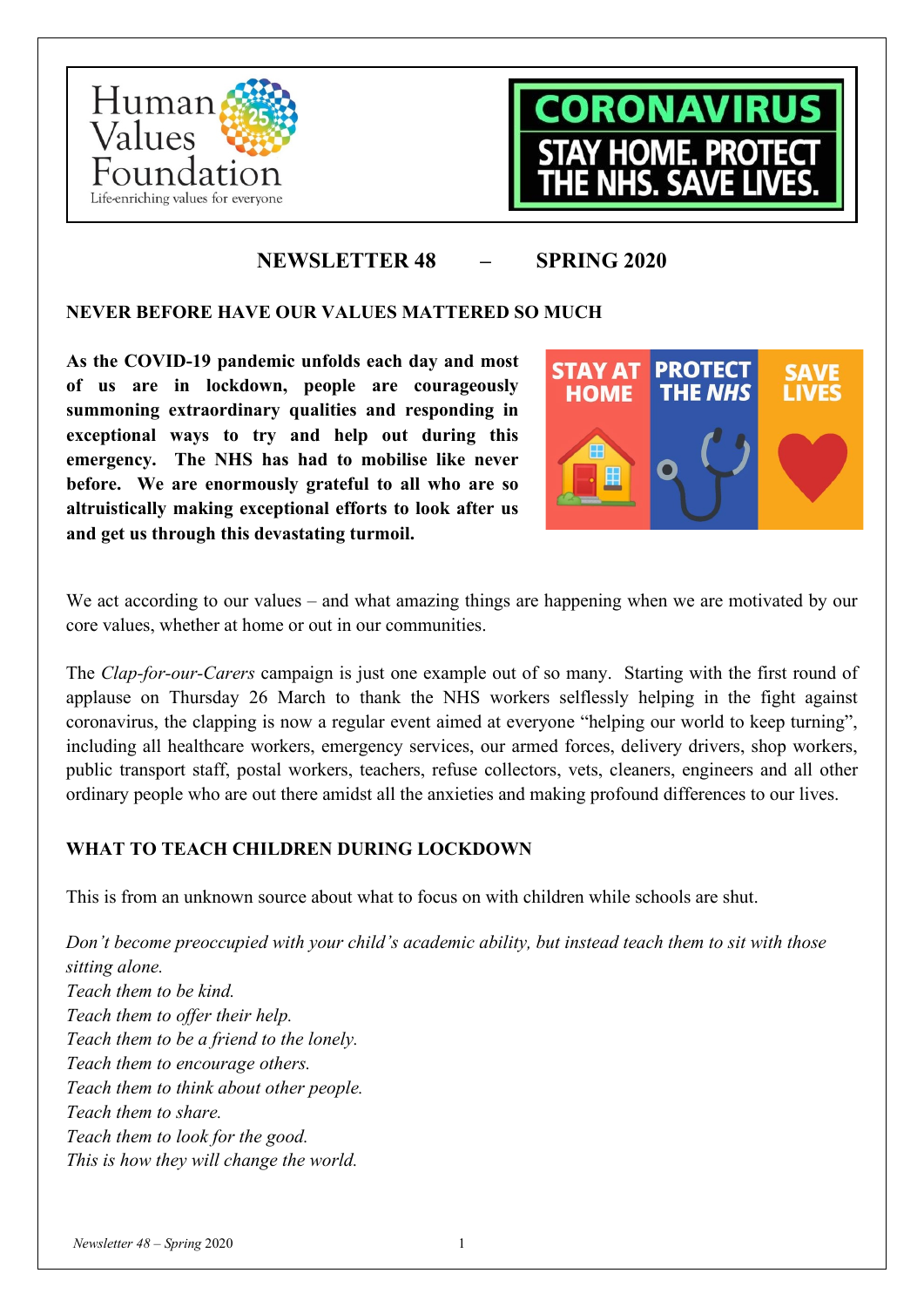# NEWSLETTER 48 – SPRING 2020

## NEVER BEFORE HAVE OUR VALUES MATTERED SO MUCH

**As the COVID-19 pandemic unfolds each day and most of us are in lockdown, people are courageously summoning extraordinary qualities and responding in exceptional ways to try and help out during this emergency. The NHS has had to mobilise like never before. We are enormously grateful to all who are so altruistically making exceptional efforts to look after us and get us through this devastating turmoil.**

We act according to our values – and what amazing things are happening when we are motivated by our core values, whether at home or out in our communities.

The *Clap-for-our-Carers* campaign is just one example out of so many. Starting with the first round of applause on Thursday 26 March to thank the NHS workers selflessly helping in the fight against coronavirus, the clapping is now a regular event aimed at everyone "helping our world to keep turning", including all healthcare workers, emergency services, our armed forces, delivery drivers, shop workers, public transport staff, postal workers, teachers, refuse collectors, vets, cleaners, engineers and all other ordinary people who are out there amidst all the anxieties and making profound differences to our lives.

## WHAT TO TEACH CHILDREN DURING LOCKDOWN

This is from an unknown source about what to focus on with children while schools are shut.

*Don't become preoccupied with your child's academic ability, but instead teach them to sit with those sitting alone.*  
*Teach them to be kind.*  
*Teach them to offer their help.*  
*Teach them to be a friend to the lonely.*  
*Teach them to encourage others.*  
*Teach them to think about other people.*  
*Teach them to share.*  
*Teach them to look for the good.*  
*This is how they will change the world.*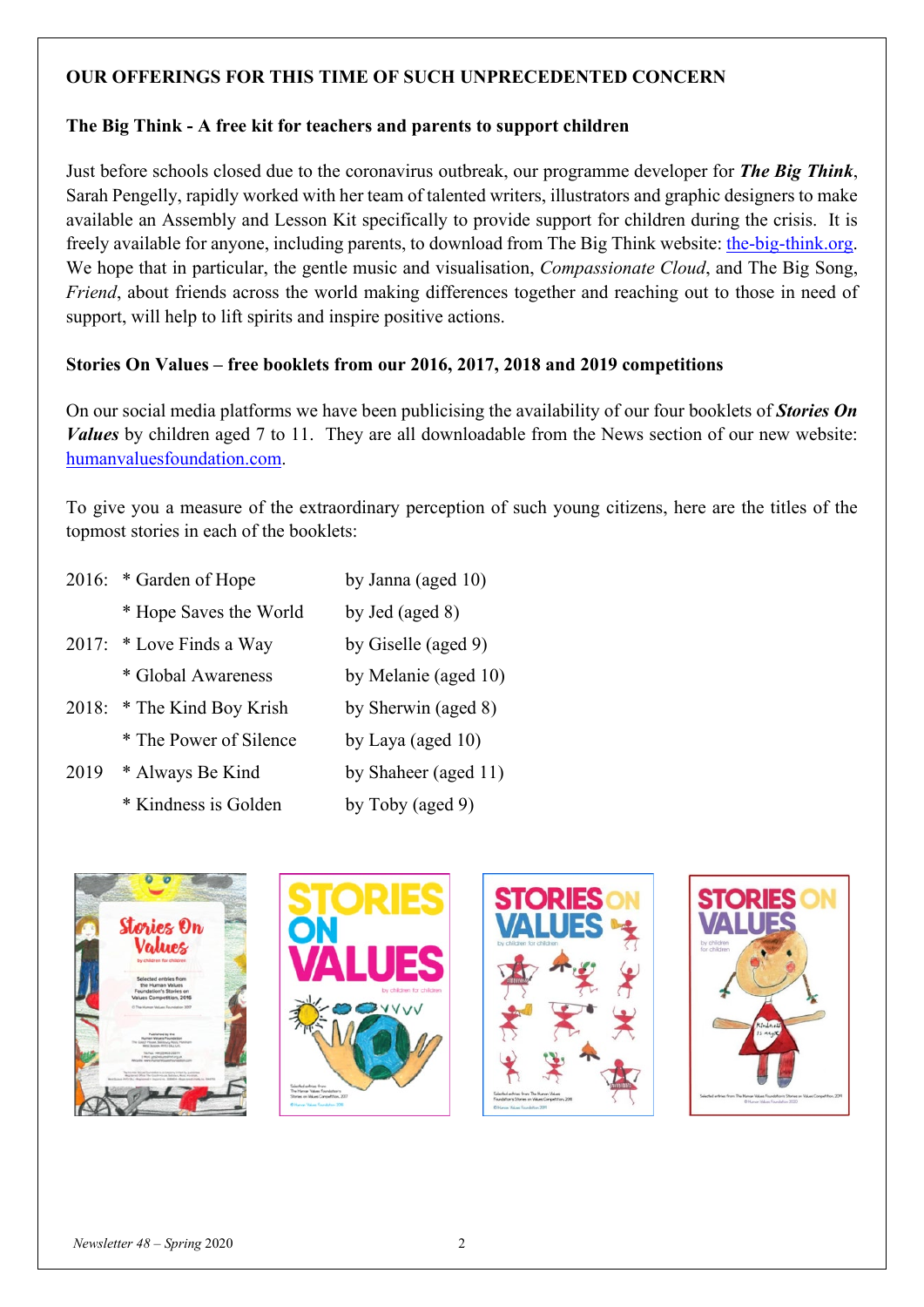## OUR OFFERINGS FOR THIS TIME OF SUCH UNPRECEDENTED CONCERN

### The Big Think - A free kit for teachers and parents to support children

Just before schools closed due to the coronavirus outbreak, our programme developer for ***The Big Think***, Sarah Pengelly, rapidly worked with her team of talented writers, illustrators and graphic designers to make available an Assembly and Lesson Kit specifically to provide support for children during the crisis. It is freely available for anyone, including parents, to download from The Big Think website: [the-big-think.org](the-big-think.org). We hope that in particular, the gentle music and visualisation, *Compassionate Cloud*, and The Big Song, *Friend*, about friends across the world making differences together and reaching out to those in need of support, will help to lift spirits and inspire positive actions.

### Stories On Values – free booklets from our 2016, 2017, 2018 and 2019 competitions

On our social media platforms we have been publicising the availability of our four booklets of ***Stories On Values*** by children aged 7 to 11. They are all downloadable from the News section of our new website: [humanvaluesfoundation.com](humanvaluesfoundation.com).

To give you a measure of the extraordinary perception of such young citizens, here are the titles of the topmost stories in each of the booklets:

| | | |
|---|---|---|
| 2016: | * Garden of Hope | by Janna (aged 10) |
| | * Hope Saves the World | by Jed (aged 8) |
| 2017: | * Love Finds a Way | by Giselle (aged 9) |
| | * Global Awareness | by Melanie (aged 10) |
| 2018: | * The Kind Boy Krish | by Sherwin (aged 8) |
| | * The Power of Silence | by Laya (aged 10) |
| 2019 | * Always Be Kind | by Shaheer (aged 11) |
| | * Kindness is Golden | by Toby (aged 9) |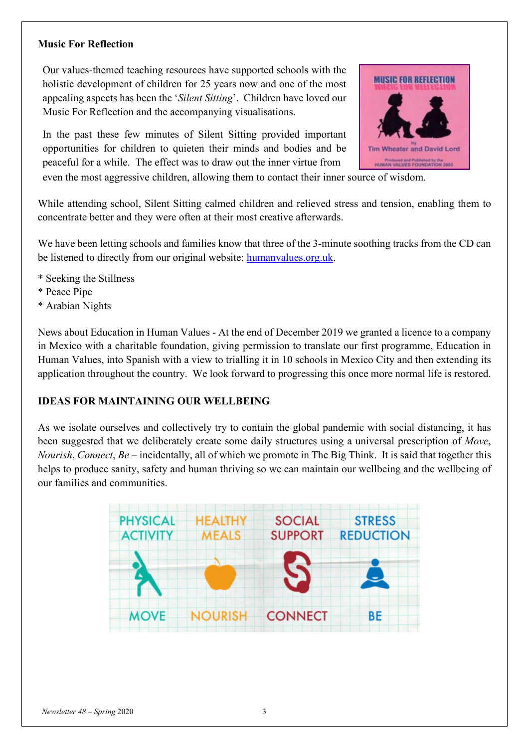**Music For Reflection**

Our values-themed teaching resources have supported schools with the holistic development of children for 25 years now and one of the most appealing aspects has been the '*Silent Sitting*'. Children have loved our Music For Reflection and the accompanying visualisations.

In the past these few minutes of Silent Sitting provided important opportunities for children to quieten their minds and bodies and be peaceful for a while. The effect was to draw out the inner virtue from even the most aggressive children, allowing them to contact their inner source of wisdom.

While attending school, Silent Sitting calmed children and relieved stress and tension, enabling them to concentrate better and they were often at their most creative afterwards.

We have been letting schools and families know that three of the 3-minute soothing tracks from the CD can be listened to directly from our original website: [humanvalues.org.uk](humanvalues.org.uk).

* Seeking the Stillness
* Peace Pipe
* Arabian Nights

News about Education in Human Values - At the end of December 2019 we granted a licence to a company in Mexico with a charitable foundation, giving permission to translate our first programme, Education in Human Values, into Spanish with a view to trialling it in 10 schools in Mexico City and then extending its application throughout the country. We look forward to progressing this once more normal life is restored.

**IDEAS FOR MAINTAINING OUR WELLBEING**

As we isolate ourselves and collectively try to contain the global pandemic with social distancing, it has been suggested that we deliberately create some daily structures using a universal prescription of *Move*, *Nourish*, *Connect*, *Be* – incidentally, all of which we promote in The Big Think. It is said that together this helps to produce sanity, safety and human thriving so we can maintain our wellbeing and the wellbeing of our families and communities.

| PHYSICAL ACTIVITY | HEALTHY MEALS | SOCIAL SUPPORT | STRESS REDUCTION |
|---|---|---|---|
| MOVE | NOURISH | CONNECT | BE |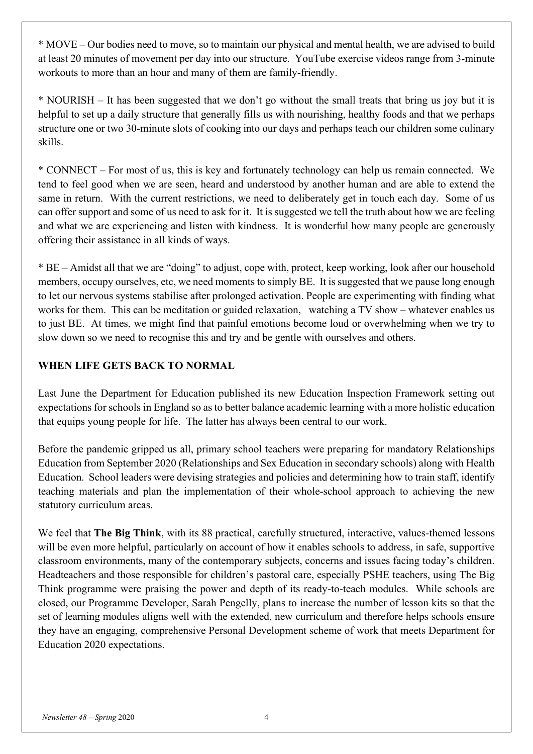* MOVE – Our bodies need to move, so to maintain our physical and mental health, we are advised to build at least 20 minutes of movement per day into our structure. YouTube exercise videos range from 3-minute workouts to more than an hour and many of them are family-friendly.

* NOURISH – It has been suggested that we don't go without the small treats that bring us joy but it is helpful to set up a daily structure that generally fills us with nourishing, healthy foods and that we perhaps structure one or two 30-minute slots of cooking into our days and perhaps teach our children some culinary skills.

* CONNECT – For most of us, this is key and fortunately technology can help us remain connected. We tend to feel good when we are seen, heard and understood by another human and are able to extend the same in return. With the current restrictions, we need to deliberately get in touch each day. Some of us can offer support and some of us need to ask for it. It is suggested we tell the truth about how we are feeling and what we are experiencing and listen with kindness. It is wonderful how many people are generously offering their assistance in all kinds of ways.

* BE – Amidst all that we are "doing" to adjust, cope with, protect, keep working, look after our household members, occupy ourselves, etc, we need moments to simply BE. It is suggested that we pause long enough to let our nervous systems stabilise after prolonged activation. People are experimenting with finding what works for them. This can be meditation or guided relaxation, watching a TV show – whatever enables us to just BE. At times, we might find that painful emotions become loud or overwhelming when we try to slow down so we need to recognise this and try and be gentle with ourselves and others.

## WHEN LIFE GETS BACK TO NORMAL

Last June the Department for Education published its new Education Inspection Framework setting out expectations for schools in England so as to better balance academic learning with a more holistic education that equips young people for life. The latter has always been central to our work.

Before the pandemic gripped us all, primary school teachers were preparing for mandatory Relationships Education from September 2020 (Relationships and Sex Education in secondary schools) along with Health Education. School leaders were devising strategies and policies and determining how to train staff, identify teaching materials and plan the implementation of their whole-school approach to achieving the new statutory curriculum areas.

We feel that **The Big Think**, with its 88 practical, carefully structured, interactive, values-themed lessons will be even more helpful, particularly on account of how it enables schools to address, in safe, supportive classroom environments, many of the contemporary subjects, concerns and issues facing today's children. Headteachers and those responsible for children's pastoral care, especially PSHE teachers, using The Big Think programme were praising the power and depth of its ready-to-teach modules. While schools are closed, our Programme Developer, Sarah Pengelly, plans to increase the number of lesson kits so that the set of learning modules aligns well with the extended, new curriculum and therefore helps schools ensure they have an engaging, comprehensive Personal Development scheme of work that meets Department for Education 2020 expectations.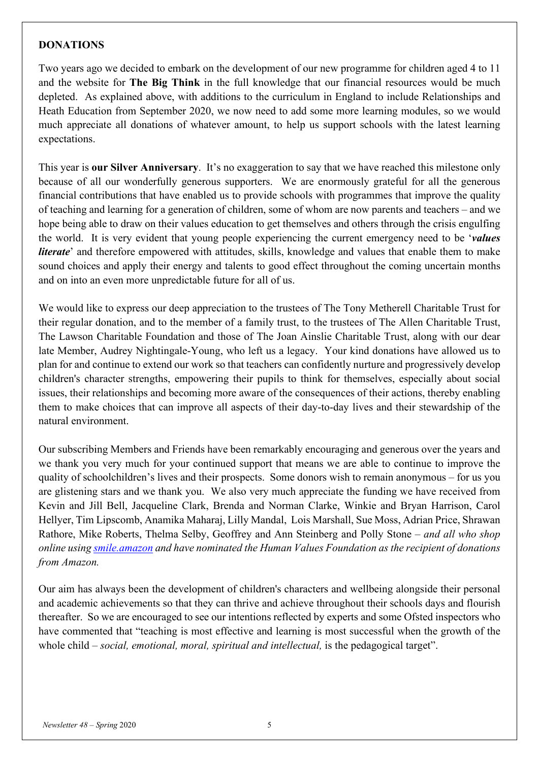## DONATIONS

Two years ago we decided to embark on the development of our new programme for children aged 4 to 11 and the website for **The Big Think** in the full knowledge that our financial resources would be much depleted. As explained above, with additions to the curriculum in England to include Relationships and Heath Education from September 2020, we now need to add some more learning modules, so we would much appreciate all donations of whatever amount, to help us support schools with the latest learning expectations.

This year is **our Silver Anniversary**. It's no exaggeration to say that we have reached this milestone only because of all our wonderfully generous supporters. We are enormously grateful for all the generous financial contributions that have enabled us to provide schools with programmes that improve the quality of teaching and learning for a generation of children, some of whom are now parents and teachers – and we hope being able to draw on their values education to get themselves and others through the crisis engulfing the world. It is very evident that young people experiencing the current emergency need to be '***values literate***' and therefore empowered with attitudes, skills, knowledge and values that enable them to make sound choices and apply their energy and talents to good effect throughout the coming uncertain months and on into an even more unpredictable future for all of us.

We would like to express our deep appreciation to the trustees of The Tony Metherell Charitable Trust for their regular donation, and to the member of a family trust, to the trustees of The Allen Charitable Trust, The Lawson Charitable Foundation and those of The Joan Ainslie Charitable Trust, along with our dear late Member, Audrey Nightingale-Young, who left us a legacy. Your kind donations have allowed us to plan for and continue to extend our work so that teachers can confidently nurture and progressively develop children's character strengths, empowering their pupils to think for themselves, especially about social issues, their relationships and becoming more aware of the consequences of their actions, thereby enabling them to make choices that can improve all aspects of their day-to-day lives and their stewardship of the natural environment.

Our subscribing Members and Friends have been remarkably encouraging and generous over the years and we thank you very much for your continued support that means we are able to continue to improve the quality of schoolchildren's lives and their prospects. Some donors wish to remain anonymous – for us you are glistening stars and we thank you. We also very much appreciate the funding we have received from Kevin and Jill Bell, Jacqueline Clark, Brenda and Norman Clarke, Winkie and Bryan Harrison, Carol Hellyer, Tim Lipscomb, Anamika Maharaj, Lilly Mandal, Lois Marshall, Sue Moss, Adrian Price, Shrawan Rathore, Mike Roberts, Thelma Selby, Geoffrey and Ann Steinberg and Polly Stone – *and all who shop online using smile.amazon and have nominated the Human Values Foundation as the recipient of donations from Amazon.*

Our aim has always been the development of children's characters and wellbeing alongside their personal and academic achievements so that they can thrive and achieve throughout their schools days and flourish thereafter. So we are encouraged to see our intentions reflected by experts and some Ofsted inspectors who have commented that "teaching is most effective and learning is most successful when the growth of the whole child – *social, emotional, moral, spiritual and intellectual,* is the pedagogical target".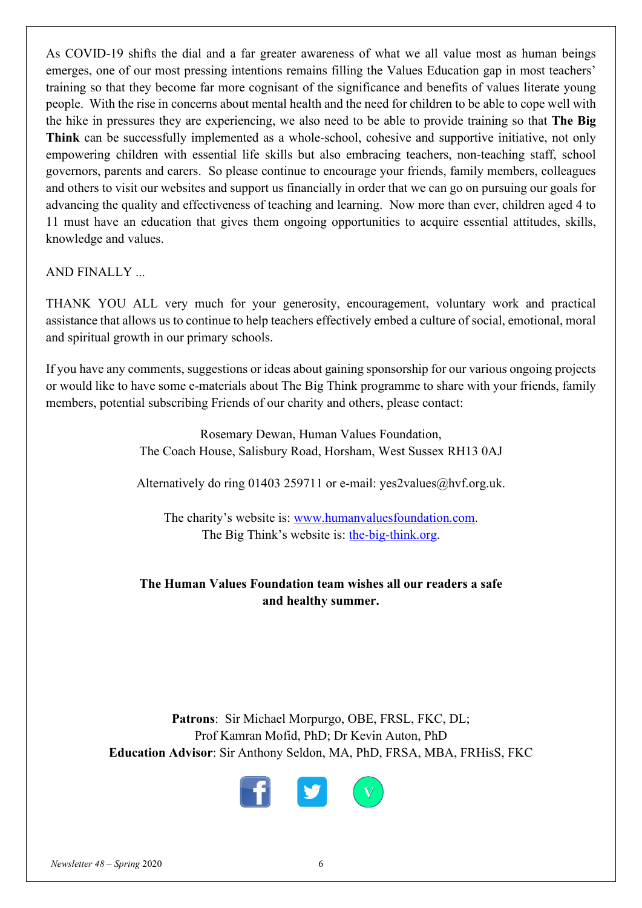As COVID-19 shifts the dial and a far greater awareness of what we all value most as human beings emerges, one of our most pressing intentions remains filling the Values Education gap in most teachers' training so that they become far more cognisant of the significance and benefits of values literate young people. With the rise in concerns about mental health and the need for children to be able to cope well with the hike in pressures they are experiencing, we also need to be able to provide training so that **The Big Think** can be successfully implemented as a whole-school, cohesive and supportive initiative, not only empowering children with essential life skills but also embracing teachers, non-teaching staff, school governors, parents and carers. So please continue to encourage your friends, family members, colleagues and others to visit our websites and support us financially in order that we can go on pursuing our goals for advancing the quality and effectiveness of teaching and learning. Now more than ever, children aged 4 to 11 must have an education that gives them ongoing opportunities to acquire essential attitudes, skills, knowledge and values.

AND FINALLY ...

THANK YOU ALL very much for your generosity, encouragement, voluntary work and practical assistance that allows us to continue to help teachers effectively embed a culture of social, emotional, moral and spiritual growth in our primary schools.

If you have any comments, suggestions or ideas about gaining sponsorship for our various ongoing projects or would like to have some e-materials about The Big Think programme to share with your friends, family members, potential subscribing Friends of our charity and others, please contact:

Rosemary Dewan, Human Values Foundation,
The Coach House, Salisbury Road, Horsham, West Sussex RH13 0AJ

Alternatively do ring 01403 259711 or e-mail: yes2values@hvf.org.uk.

The charity's website is: [www.humanvaluesfoundation.com](http://www.humanvaluesfoundation.com).
The Big Think's website is: [the-big-think.org](http://the-big-think.org).

**The Human Values Foundation team wishes all our readers a safe and healthy summer.**

**Patrons**: Sir Michael Morpurgo, OBE, FRSL, FKC, DL;
Prof Kamran Mofid, PhD; Dr Kevin Auton, PhD
**Education Advisor**: Sir Anthony Seldon, MA, PhD, FRSA, MBA, FRHisS, FKC

*Newsletter 48 – Spring* 2020